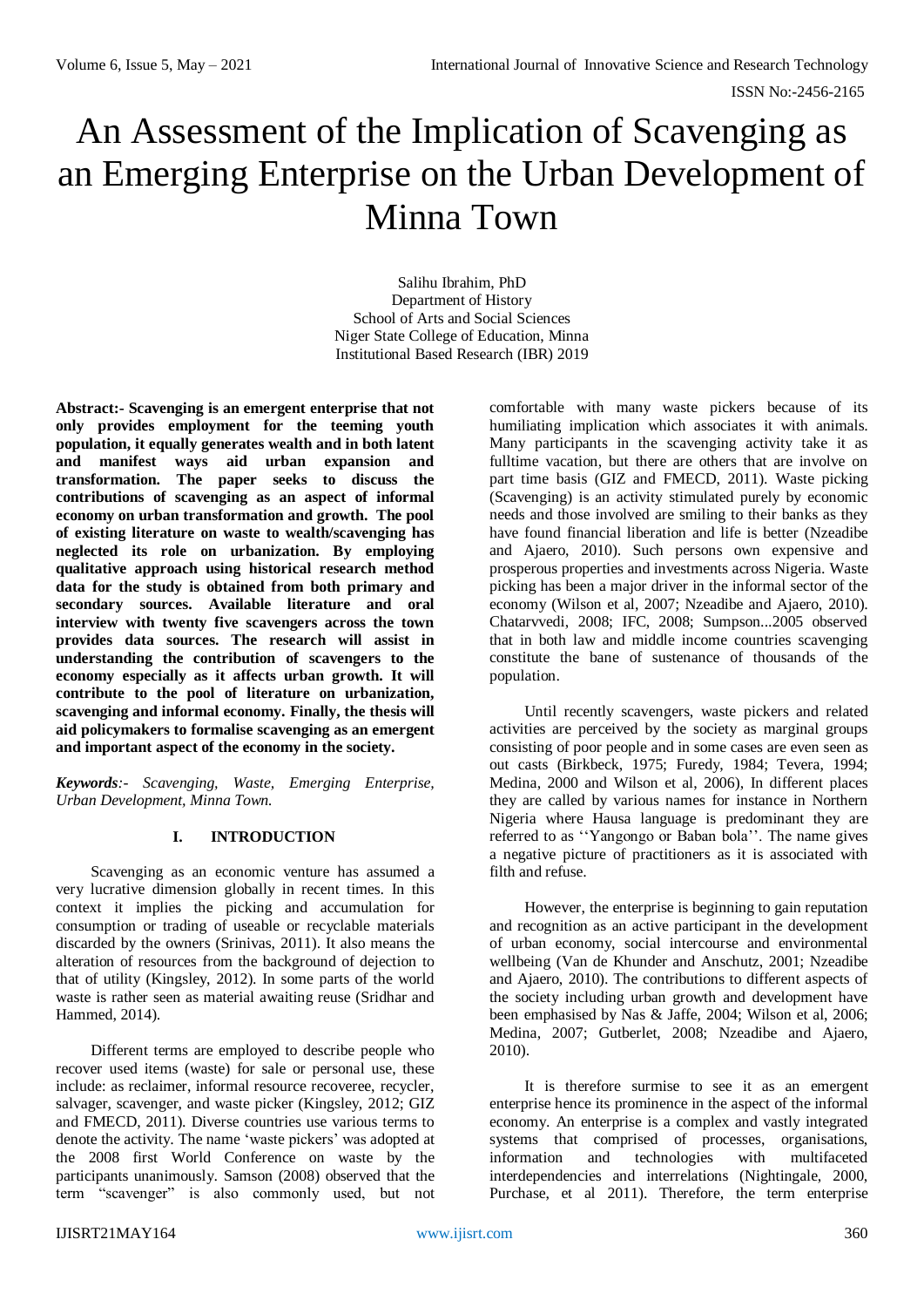# An Assessment of the Implication of Scavenging as an Emerging Enterprise on the Urban Development of Minna Town

Salihu Ibrahim, PhD
Department of History
School of Arts and Social Sciences
Niger State College of Education, Minna
Institutional Based Research (IBR) 2019

**Abstract:- Scavenging is an emergent enterprise that not only provides employment for the teeming youth population, it equally generates wealth and in both latent and manifest ways aid urban expansion and transformation. The paper seeks to discuss the contributions of scavenging as an aspect of informal economy on urban transformation and growth. The pool of existing literature on waste to wealth/scavenging has neglected its role on urbanization. By employing qualitative approach using historical research method data for the study is obtained from both primary and secondary sources. Available literature and oral interview with twenty five scavengers across the town provides data sources. The research will assist in understanding the contribution of scavengers to the economy especially as it affects urban growth. It will contribute to the pool of literature on urbanization, scavenging and informal economy. Finally, the thesis will aid policymakers to formalise scavenging as an emergent and important aspect of the economy in the society.**

***Keywords****:- Scavenging, Waste, Emerging Enterprise, Urban Development, Minna Town.*

## I. INTRODUCTION

Scavenging as an economic venture has assumed a very lucrative dimension globally in recent times. In this context it implies the picking and accumulation for consumption or trading of useable or recyclable materials discarded by the owners (Srinivas, 2011). It also means the alteration of resources from the background of dejection to that of utility (Kingsley, 2012). In some parts of the world waste is rather seen as material awaiting reuse (Sridhar and Hammed, 2014).

Different terms are employed to describe people who recover used items (waste) for sale or personal use, these include: as reclaimer, informal resource recoveree, recycler, salvager, scavenger, and waste picker (Kingsley, 2012; GIZ and FMECD, 2011). Diverse countries use various terms to denote the activity. The name 'waste pickers' was adopted at the 2008 first World Conference on waste by the participants unanimously. Samson (2008) observed that the term "scavenger" is also commonly used, but not comfortable with many waste pickers because of its humiliating implication which associates it with animals. Many participants in the scavenging activity take it as fulltime vacation, but there are others that are involve on part time basis (GIZ and FMECD, 2011). Waste picking (Scavenging) is an activity stimulated purely by economic needs and those involved are smiling to their banks as they have found financial liberation and life is better (Nzeadibe and Ajaero, 2010). Such persons own expensive and prosperous properties and investments across Nigeria. Waste picking has been a major driver in the informal sector of the economy (Wilson et al, 2007; Nzeadibe and Ajaero, 2010). Chatarvvedi, 2008; IFC, 2008; Sumpson...2005 observed that in both law and middle income countries scavenging constitute the bane of sustenance of thousands of the population.

Until recently scavengers, waste pickers and related activities are perceived by the society as marginal groups consisting of poor people and in some cases are even seen as out casts (Birkbeck, 1975; Furedy, 1984; Tevera, 1994; Medina, 2000 and Wilson et al, 2006), In different places they are called by various names for instance in Northern Nigeria where Hausa language is predominant they are referred to as ''Yangongo or Baban bola''. The name gives a negative picture of practitioners as it is associated with filth and refuse.

However, the enterprise is beginning to gain reputation and recognition as an active participant in the development of urban economy, social intercourse and environmental wellbeing (Van de Khunder and Anschutz, 2001; Nzeadibe and Ajaero, 2010). The contributions to different aspects of the society including urban growth and development have been emphasised by Nas & Jaffe, 2004; Wilson et al, 2006; Medina, 2007; Gutberlet, 2008; Nzeadibe and Ajaero, 2010).

It is therefore surmise to see it as an emergent enterprise hence its prominence in the aspect of the informal economy. An enterprise is a complex and vastly integrated systems that comprised of processes, organisations, information and technologies with multifaceted interdependencies and interrelations (Nightingale, 2000, Purchase, et al 2011). Therefore, the term enterprise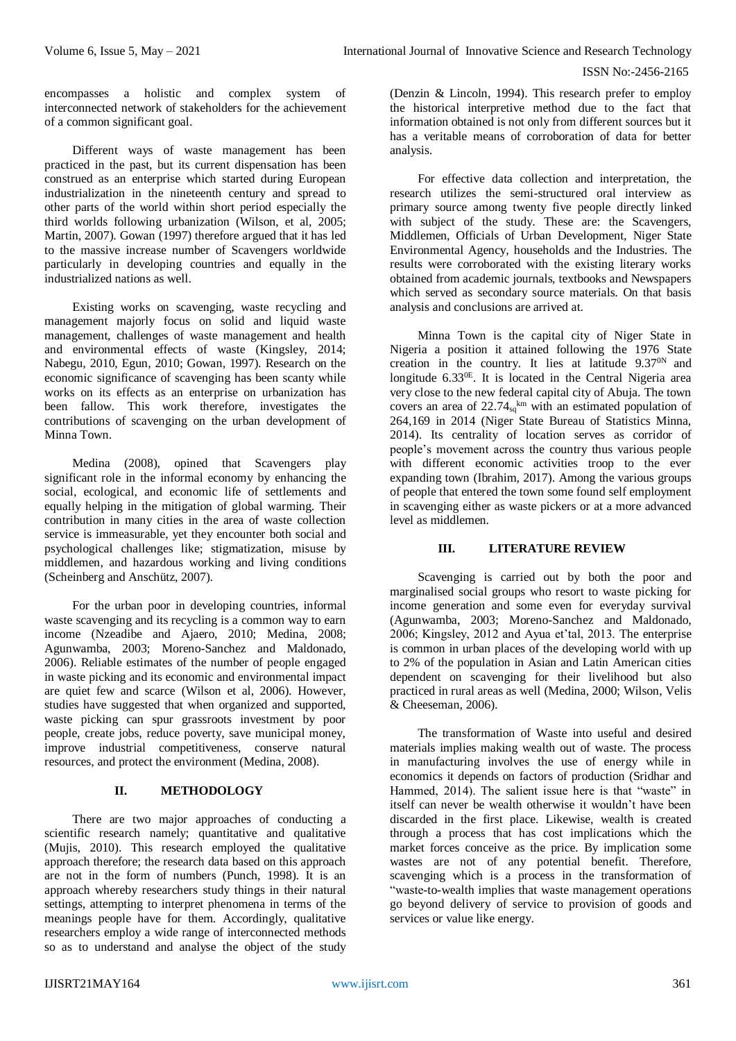encompasses a holistic and complex system of interconnected network of stakeholders for the achievement of a common significant goal.

Different ways of waste management has been practiced in the past, but its current dispensation has been construed as an enterprise which started during European industrialization in the nineteenth century and spread to other parts of the world within short period especially the third worlds following urbanization (Wilson, et al, 2005; Martin, 2007). Gowan (1997) therefore argued that it has led to the massive increase number of Scavengers worldwide particularly in developing countries and equally in the industrialized nations as well.

Existing works on scavenging, waste recycling and management majorly focus on solid and liquid waste management, challenges of waste management and health and environmental effects of waste (Kingsley, 2014; Nabegu, 2010, Egun, 2010; Gowan, 1997). Research on the economic significance of scavenging has been scanty while works on its effects as an enterprise on urbanization has been fallow. This work therefore, investigates the contributions of scavenging on the urban development of Minna Town.

Medina (2008), opined that Scavengers play significant role in the informal economy by enhancing the social, ecological, and economic life of settlements and equally helping in the mitigation of global warming. Their contribution in many cities in the area of waste collection service is immeasurable, yet they encounter both social and psychological challenges like; stigmatization, misuse by middlemen, and hazardous working and living conditions (Scheinberg and Anschütz, 2007).

For the urban poor in developing countries, informal waste scavenging and its recycling is a common way to earn income (Nzeadibe and Ajaero, 2010; Medina, 2008; Agunwamba, 2003; Moreno-Sanchez and Maldonado, 2006). Reliable estimates of the number of people engaged in waste picking and its economic and environmental impact are quiet few and scarce (Wilson et al, 2006). However, studies have suggested that when organized and supported, waste picking can spur grassroots investment by poor people, create jobs, reduce poverty, save municipal money, improve industrial competitiveness, conserve natural resources, and protect the environment (Medina, 2008).

## II. METHODOLOGY

There are two major approaches of conducting a scientific research namely; quantitative and qualitative (Mujis, 2010). This research employed the qualitative approach therefore; the research data based on this approach are not in the form of numbers (Punch, 1998). It is an approach whereby researchers study things in their natural settings, attempting to interpret phenomena in terms of the meanings people have for them. Accordingly, qualitative researchers employ a wide range of interconnected methods so as to understand and analyse the object of the study (Denzin & Lincoln, 1994). This research prefer to employ the historical interpretive method due to the fact that information obtained is not only from different sources but it has a veritable means of corroboration of data for better analysis.

For effective data collection and interpretation, the research utilizes the semi-structured oral interview as primary source among twenty five people directly linked with subject of the study. These are: the Scavengers, Middlemen, Officials of Urban Development, Niger State Environmental Agency, households and the Industries. The results were corroborated with the existing literary works obtained from academic journals, textbooks and Newspapers which served as secondary source materials. On that basis analysis and conclusions are arrived at.

Minna Town is the capital city of Niger State in Nigeria a position it attained following the 1976 State creation in the country. It lies at latitude $9.37^{0N}$ and longitude $6.33^{0E}$. It is located in the Central Nigeria area very close to the new federal capital city of Abuja. The town covers an area of $22.74_{sq}^{km}$ with an estimated population of 264,169 in 2014 (Niger State Bureau of Statistics Minna, 2014). Its centrality of location serves as corridor of people's movement across the country thus various people with different economic activities troop to the ever expanding town (Ibrahim, 2017). Among the various groups of people that entered the town some found self employment in scavenging either as waste pickers or at a more advanced level as middlemen.

## III. LITERATURE REVIEW

Scavenging is carried out by both the poor and marginalised social groups who resort to waste picking for income generation and some even for everyday survival (Agunwamba, 2003; Moreno-Sanchez and Maldonado, 2006; Kingsley, 2012 and Ayua et'tal, 2013. The enterprise is common in urban places of the developing world with up to 2% of the population in Asian and Latin American cities dependent on scavenging for their livelihood but also practiced in rural areas as well (Medina, 2000; Wilson, Velis & Cheeseman, 2006).

The transformation of Waste into useful and desired materials implies making wealth out of waste. The process in manufacturing involves the use of energy while in economics it depends on factors of production (Sridhar and Hammed, 2014). The salient issue here is that "waste" in itself can never be wealth otherwise it wouldn't have been discarded in the first place. Likewise, wealth is created through a process that has cost implications which the market forces conceive as the price. By implication some wastes are not of any potential benefit. Therefore, scavenging which is a process in the transformation of "waste-to-wealth implies that waste management operations go beyond delivery of service to provision of goods and services or value like energy.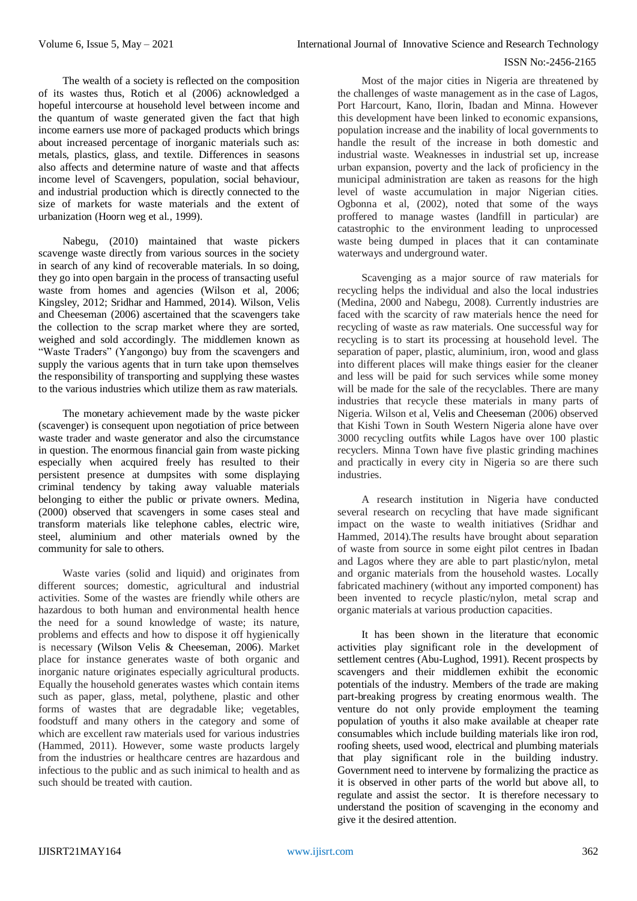The wealth of a society is reflected on the composition of its wastes thus, Rotich et al (2006) acknowledged a hopeful intercourse at household level between income and the quantum of waste generated given the fact that high income earners use more of packaged products which brings about increased percentage of inorganic materials such as: metals, plastics, glass, and textile. Differences in seasons also affects and determine nature of waste and that affects income level of Scavengers, population, social behaviour, and industrial production which is directly connected to the size of markets for waste materials and the extent of urbanization (Hoorn weg et al., 1999).

Nabegu, (2010) maintained that waste pickers scavenge waste directly from various sources in the society in search of any kind of recoverable materials. In so doing, they go into open bargain in the process of transacting useful waste from homes and agencies (Wilson et al, 2006; Kingsley, 2012; Sridhar and Hammed, 2014). Wilson, Velis and Cheeseman (2006) ascertained that the scavengers take the collection to the scrap market where they are sorted, weighed and sold accordingly. The middlemen known as "Waste Traders" (Yangongo) buy from the scavengers and supply the various agents that in turn take upon themselves the responsibility of transporting and supplying these wastes to the various industries which utilize them as raw materials.

The monetary achievement made by the waste picker (scavenger) is consequent upon negotiation of price between waste trader and waste generator and also the circumstance in question. The enormous financial gain from waste picking especially when acquired freely has resulted to their persistent presence at dumpsites with some displaying criminal tendency by taking away valuable materials belonging to either the public or private owners. Medina, (2000) observed that scavengers in some cases steal and transform materials like telephone cables, electric wire, steel, aluminium and other materials owned by the community for sale to others.

Waste varies (solid and liquid) and originates from different sources; domestic, agricultural and industrial activities. Some of the wastes are friendly while others are hazardous to both human and environmental health hence the need for a sound knowledge of waste; its nature, problems and effects and how to dispose it off hygienically is necessary (Wilson Velis & Cheeseman, 2006). Market place for instance generates waste of both organic and inorganic nature originates especially agricultural products. Equally the household generates wastes which contain items such as paper, glass, metal, polythene, plastic and other forms of wastes that are degradable like; vegetables, foodstuff and many others in the category and some of which are excellent raw materials used for various industries (Hammed, 2011). However, some waste products largely from the industries or healthcare centres are hazardous and infectious to the public and as such inimical to health and as such should be treated with caution.

Most of the major cities in Nigeria are threatened by the challenges of waste management as in the case of Lagos, Port Harcourt, Kano, Ilorin, Ibadan and Minna. However this development have been linked to economic expansions, population increase and the inability of local governments to handle the result of the increase in both domestic and industrial waste. Weaknesses in industrial set up, increase urban expansion, poverty and the lack of proficiency in the municipal administration are taken as reasons for the high level of waste accumulation in major Nigerian cities. Ogbonna et al, (2002), noted that some of the ways proffered to manage wastes (landfill in particular) are catastrophic to the environment leading to unprocessed waste being dumped in places that it can contaminate waterways and underground water.

Scavenging as a major source of raw materials for recycling helps the individual and also the local industries (Medina, 2000 and Nabegu, 2008). Currently industries are faced with the scarcity of raw materials hence the need for recycling of waste as raw materials. One successful way for recycling is to start its processing at household level. The separation of paper, plastic, aluminium, iron, wood and glass into different places will make things easier for the cleaner and less will be paid for such services while some money will be made for the sale of the recyclables. There are many industries that recycle these materials in many parts of Nigeria. Wilson et al, Velis and Cheeseman (2006) observed that Kishi Town in South Western Nigeria alone have over 3000 recycling outfits while Lagos have over 100 plastic recyclers. Minna Town have five plastic grinding machines and practically in every city in Nigeria so are there such industries.

A research institution in Nigeria have conducted several research on recycling that have made significant impact on the waste to wealth initiatives (Sridhar and Hammed, 2014).The results have brought about separation of waste from source in some eight pilot centres in Ibadan and Lagos where they are able to part plastic/nylon, metal and organic materials from the household wastes. Locally fabricated machinery (without any imported component) has been invented to recycle plastic/nylon, metal scrap and organic materials at various production capacities.

It has been shown in the literature that economic activities play significant role in the development of settlement centres (Abu-Lughod, 1991). Recent prospects by scavengers and their middlemen exhibit the economic potentials of the industry. Members of the trade are making part-breaking progress by creating enormous wealth. The venture do not only provide employment the teaming population of youths it also make available at cheaper rate consumables which include building materials like iron rod, roofing sheets, used wood, electrical and plumbing materials that play significant role in the building industry. Government need to intervene by formalizing the practice as it is observed in other parts of the world but above all, to regulate and assist the sector. It is therefore necessary to understand the position of scavenging in the economy and give it the desired attention.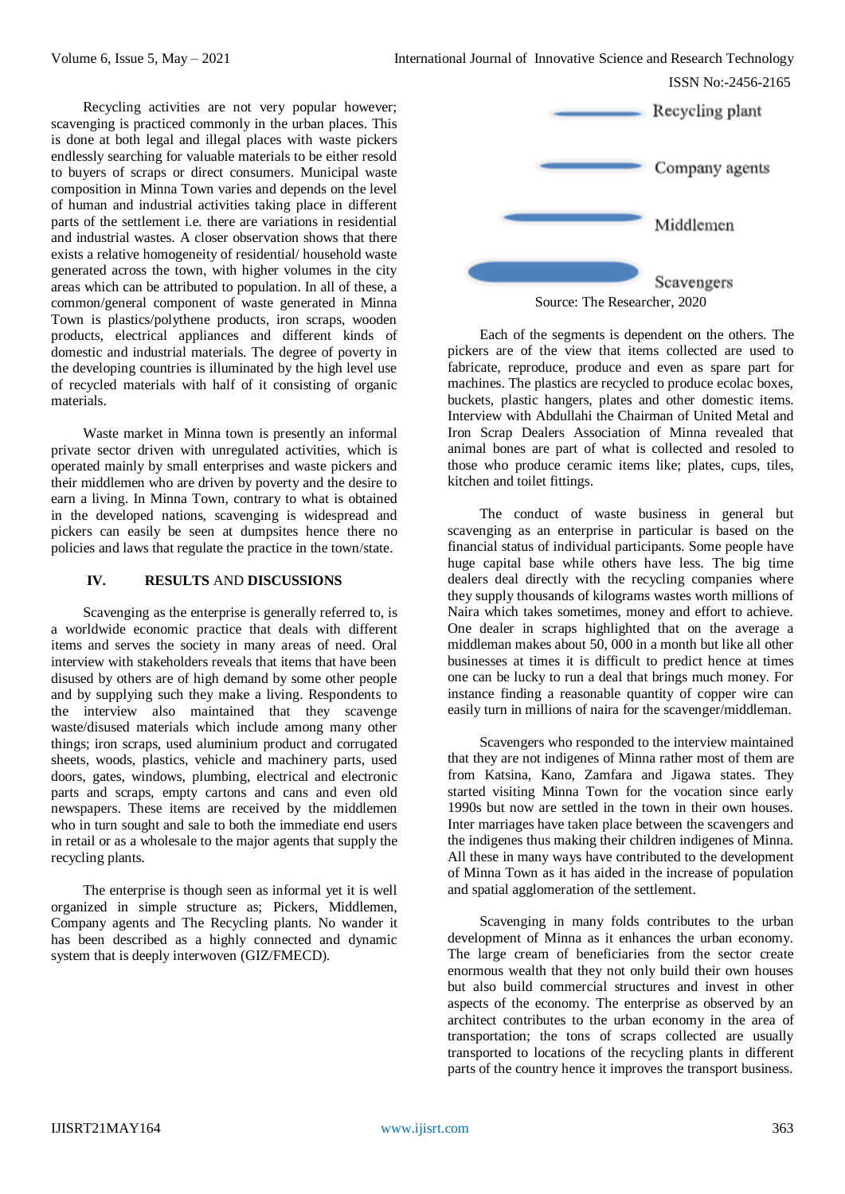Recycling activities are not very popular however; scavenging is practiced commonly in the urban places. This is done at both legal and illegal places with waste pickers endlessly searching for valuable materials to be either resold to buyers of scraps or direct consumers. Municipal waste composition in Minna Town varies and depends on the level of human and industrial activities taking place in different parts of the settlement i.e. there are variations in residential and industrial wastes. A closer observation shows that there exists a relative homogeneity of residential/ household waste generated across the town, with higher volumes in the city areas which can be attributed to population. In all of these, a common/general component of waste generated in Minna Town is plastics/polythene products, iron scraps, wooden products, electrical appliances and different kinds of domestic and industrial materials. The degree of poverty in the developing countries is illuminated by the high level use of recycled materials with half of it consisting of organic materials.

Waste market in Minna town is presently an informal private sector driven with unregulated activities, which is operated mainly by small enterprises and waste pickers and their middlemen who are driven by poverty and the desire to earn a living. In Minna Town, contrary to what is obtained in the developed nations, scavenging is widespread and pickers can easily be seen at dumpsites hence there no policies and laws that regulate the practice in the town/state.

## IV. RESULTS AND DISCUSSIONS

Scavenging as the enterprise is generally referred to, is a worldwide economic practice that deals with different items and serves the society in many areas of need. Oral interview with stakeholders reveals that items that have been disused by others are of high demand by some other people and by supplying such they make a living. Respondents to the interview also maintained that they scavenge waste/disused materials which include among many other things; iron scraps, used aluminium product and corrugated sheets, woods, plastics, vehicle and machinery parts, used doors, gates, windows, plumbing, electrical and electronic parts and scraps, empty cartons and cans and even old newspapers. These items are received by the middlemen who in turn sought and sale to both the immediate end users in retail or as a wholesale to the major agents that supply the recycling plants.

The enterprise is though seen as informal yet it is well organized in simple structure as; Pickers, Middlemen, Company agents and The Recycling plants. No wander it has been described as a highly connected and dynamic system that is deeply interwoven (GIZ/FMECD).

Recycling plant

Company agents

Middlemen

Scavengers

Source: The Researcher, 2020

Each of the segments is dependent on the others. The pickers are of the view that items collected are used to fabricate, reproduce, produce and even as spare part for machines. The plastics are recycled to produce ecolac boxes, buckets, plastic hangers, plates and other domestic items. Interview with Abdullahi the Chairman of United Metal and Iron Scrap Dealers Association of Minna revealed that animal bones are part of what is collected and resoled to those who produce ceramic items like; plates, cups, tiles, kitchen and toilet fittings.

The conduct of waste business in general but scavenging as an enterprise in particular is based on the financial status of individual participants. Some people have huge capital base while others have less. The big time dealers deal directly with the recycling companies where they supply thousands of kilograms wastes worth millions of Naira which takes sometimes, money and effort to achieve. One dealer in scraps highlighted that on the average a middleman makes about 50, 000 in a month but like all other businesses at times it is difficult to predict hence at times one can be lucky to run a deal that brings much money. For instance finding a reasonable quantity of copper wire can easily turn in millions of naira for the scavenger/middleman.

Scavengers who responded to the interview maintained that they are not indigenes of Minna rather most of them are from Katsina, Kano, Zamfara and Jigawa states. They started visiting Minna Town for the vocation since early 1990s but now are settled in the town in their own houses. Inter marriages have taken place between the scavengers and the indigenes thus making their children indigenes of Minna. All these in many ways have contributed to the development of Minna Town as it has aided in the increase of population and spatial agglomeration of the settlement.

Scavenging in many folds contributes to the urban development of Minna as it enhances the urban economy. The large cream of beneficiaries from the sector create enormous wealth that they not only build their own houses but also build commercial structures and invest in other aspects of the economy. The enterprise as observed by an architect contributes to the urban economy in the area of transportation; the tons of scraps collected are usually transported to locations of the recycling plants in different parts of the country hence it improves the transport business.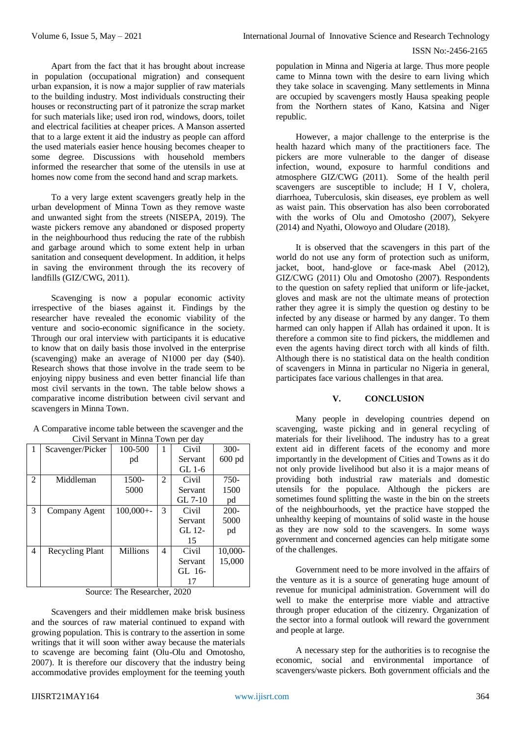Apart from the fact that it has brought about increase in population (occupational migration) and consequent urban expansion, it is now a major supplier of raw materials to the building industry. Most individuals constructing their houses or reconstructing part of it patronize the scrap market for such materials like; used iron rod, windows, doors, toilet and electrical facilities at cheaper prices. A Manson asserted that to a large extent it aid the industry as people can afford the used materials easier hence housing becomes cheaper to some degree. Discussions with household members informed the researcher that some of the utensils in use at homes now come from the second hand and scrap markets.

To a very large extent scavengers greatly help in the urban development of Minna Town as they remove waste and unwanted sight from the streets (NISEPA, 2019). The waste pickers remove any abandoned or disposed property in the neighbourhood thus reducing the rate of the rubbish and garbage around which to some extent help in urban sanitation and consequent development. In addition, it helps in saving the environment through the its recovery of landfills (GIZ/CWG, 2011).

Scavenging is now a popular economic activity irrespective of the biases against it. Findings by the researcher have revealed the economic viability of the venture and socio-economic significance in the society. Through our oral interview with participants it is educative to know that on daily basis those involved in the enterprise (scavenging) make an average of N1000 per day ($40). Research shows that those involve in the trade seem to be enjoying nippy business and even better financial life than most civil servants in the town. The table below shows a comparative income distribution between civil servant and scavengers in Minna Town.

A Comparative income table between the scavenger and the Civil Servant in Minna Town per day

| 1 | Scavenger/Picker | 100-500 pd | 1 | Civil Servant GL 1-6 | 300-600 pd |
|---|---|---|---|---|---|
| 2 | Middleman | 1500-5000 | 2 | Civil Servant GL 7-10 | 750-1500 pd |
| 3 | Company Agent | 100,000+- | 3 | Civil Servant GL 12-15 | 200-5000 pd |
| 4 | Recycling Plant | Millions | 4 | Civil Servant GL 16-17 | 10,000-15,000 |

Source: The Researcher, 2020

Scavengers and their middlemen make brisk business and the sources of raw material continued to expand with growing population. This is contrary to the assertion in some writings that it will soon wither away because the materials to scavenge are becoming faint (Olu-Olu and Omotosho, 2007). It is therefore our discovery that the industry being accommodative provides employment for the teeming youth population in Minna and Nigeria at large. Thus more people came to Minna town with the desire to earn living which they take solace in scavenging. Many settlements in Minna are occupied by scavengers mostly Hausa speaking people from the Northern states of Kano, Katsina and Niger republic.

However, a major challenge to the enterprise is the health hazard which many of the practitioners face. The pickers are more vulnerable to the danger of disease infection, wound, exposure to harmful conditions and atmosphere GIZ/CWG (2011). Some of the health peril scavengers are susceptible to include; H I V, cholera, diarrhoea, Tuberculosis, skin diseases, eye problem as well as waist pain. This observation has also been corroborated with the works of Olu and Omotosho (2007), Sekyere (2014) and Nyathi, Olowoyo and Oludare (2018).

It is observed that the scavengers in this part of the world do not use any form of protection such as uniform, jacket, boot, hand-glove or face-mask Abel (2012), GIZ/CWG (2011) Olu and Omotosho (2007). Respondents to the question on safety replied that uniform or life-jacket, gloves and mask are not the ultimate means of protection rather they agree it is simply the question og destiny to be infected by any disease or harmed by any danger. To them harmed can only happen if Allah has ordained it upon. It is therefore a common site to find pickers, the middlemen and even the agents having direct torch with all kinds of filth. Although there is no statistical data on the health condition of scavengers in Minna in particular no Nigeria in general, participates face various challenges in that area.

## V. CONCLUSION

Many people in developing countries depend on scavenging, waste picking and in general recycling of materials for their livelihood. The industry has to a great extent aid in different facets of the economy and more importantly in the development of Cities and Towns as it do not only provide livelihood but also it is a major means of providing both industrial raw materials and domestic utensils for the populace. Although the pickers are sometimes found splitting the waste in the bin on the streets of the neighbourhoods, yet the practice have stopped the unhealthy keeping of mountains of solid waste in the house as they are now sold to the scavengers. In some ways government and concerned agencies can help mitigate some of the challenges.

Government need to be more involved in the affairs of the venture as it is a source of generating huge amount of revenue for municipal administration. Government will do well to make the enterprise more viable and attractive through proper education of the citizenry. Organization of the sector into a formal outlook will reward the government and people at large.

A necessary step for the authorities is to recognise the economic, social and environmental importance of scavengers/waste pickers. Both government officials and the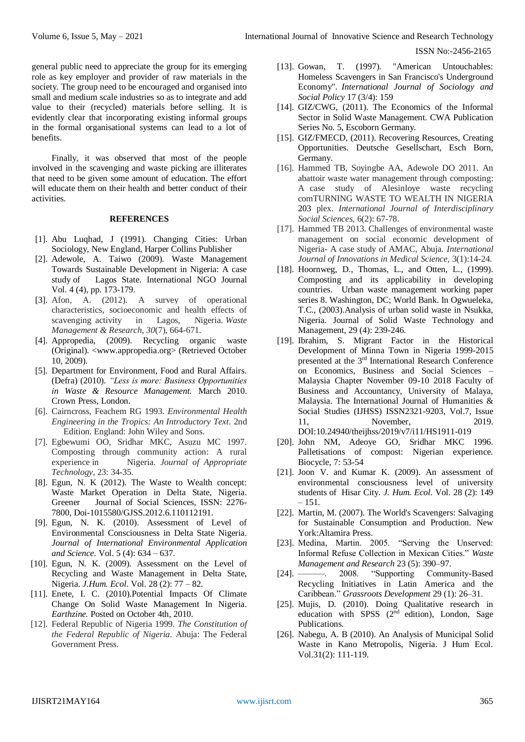general public need to appreciate the group for its emerging role as key employer and provider of raw materials in the society. The group need to be encouraged and organised into small and medium scale industries so as to integrate and add value to their (recycled) materials before selling. It is evidently clear that incorporating existing informal groups in the formal organisational systems can lead to a lot of benefits.

Finally, it was observed that most of the people involved in the scavenging and waste picking are illiterates that need to be given some amount of education. The effort will educate them on their health and better conduct of their activities.

## REFERENCES

[1]. Abu Luqhad, J (1991). Changing Cities: Urban Sociology, New England, Harper Collins Publisher

[2]. Adewole, A. Taiwo (2009). Waste Management Towards Sustainable Development in Nigeria: A case study of Lagos State. International NGO Journal Vol. 4 (4), pp. 173-179.

[3]. Afon, A. (2012). A survey of operational characteristics, socioeconomic and health effects of scavenging activity in Lagos, Nigeria. *Waste Management & Research*, *30*(7), 664-671.

[4]. Appropedia, (2009). Recycling organic waste (Original). <www.appropedia.org> (Retrieved October 10, 2009).

[5]. Department for Environment, Food and Rural Affairs. (Defra) (2010). *"Less is more: Business Opportunities in Waste & Resource Management.* March 2010. Crown Press, London.

[6]. Cairncross, Feachem RG 1993. *Environmental Health Engineering in the Tropics: An Introductory Text*. 2nd Edition. England: John Wiley and Sons.

[7]. Egbewumi OO, Sridhar MKC, Asuzu MC 1997. Composting through community action: A rural experience in Nigeria. *Journal of Appropriate Technology*, 23: 34-35.

[8]. Egun, N. K (2012). The Waste to Wealth concept: Waste Market Operation in Delta State, Nigeria. Greener Journal of Social Sciences, ISSN: 2276-7800, Doi-1015580/GJSS.2012.6.110112191.

[9]. Egun, N. K. (2010). Assessment of Level of Environmental Consciousness in Delta State Nigeria. *Journal of International Environmental Application and Science*. Vol. 5 (4): 634 – 637.

[10]. Egun, N. K. (2009). Assessment on the Level of Recycling and Waste Management in Delta State, Nigeria. *J.Hum. Ecol.* Vol. 28 (2): 77 – 82.

[11]. Enete, I. C. (2010).Potential Impacts Of Climate Change On Solid Waste Management In Nigeria. *Earthzine.* Posted on October 4th, 2010.

[12]. Federal Republic of Nigeria 1999. *The Constitution of the Federal Republic of Nigeria*. Abuja: The Federal Government Press.

[13]. Gowan, T. (1997). "American Untouchables: Homeless Scavengers in San Francisco's Underground Economy". *International Journal of Sociology and Social Policy* 17 (3/4): 159

[14]. GIZ/CWG, (2011). The Economics of the Informal Sector in Solid Waste Management. CWA Publication Series No. 5, Escoborn Germany.

[15]. GIZ/FMECD, (2011). Recovering Resources, Creating Opportunities. Deutsche Gesellschart, Esch Born, Germany.

[16]. Hammed TB, Soyingbe AA, Adewole DO 2011. An abattoir waste water management through composting: A case study of Alesinloye waste recycling comTURNING WASTE TO WEALTH IN NIGERIA 203 plex. *International Journal of Interdisciplinary Social Sciences*, 6(2): 67-78.

[17]. Hammed TB 2013. Challenges of environmental waste management on social economic development of Nigeria- A case study of AMAC, Abuja. *International Journal of Innovations in Medical Science*, 3(1):14-24.

[18]. Hoornweg, D., Thomas, L., and Otten, L., (1999). Composting and its applicability in developing countries. Urban waste management working paper series 8. Washington, DC; World Bank. In Ogwueleka, T.C., (2003).Analysis of urban solid waste in Nsukka, Nigeria. Journal of Solid Waste Technology and Management, 29 (4): 239-246.

[19]. Ibrahim, S. Migrant Factor in the Historical Development of Minna Town in Nigeria 1999-2015 presented at the 3rd International Research Conference on Economics, Business and Social Sciences – Malaysia Chapter November 09-10 2018 Faculty of Business and Accountancy, University of Malaya, Malaysia. The International Journal of Humanities & Social Studies (IJHSS) ISSN2321-9203, Vol.7, Issue 11, November, 2019. DOI:10.24940/theijhss/2019/v7/i11/HS1911-019

[20]. John NM, Adeoye GO, Sridhar MKC 1996. Palletisations of compost: Nigerian experience. Biocycle, 7: 53-54

[21]. Joon V. and Kumar K. (2009). An assessment of environmental consciousness level of university students of Hisar City. *J. Hum. Ecol.* Vol. 28 (2): 149 – 151.

[22]. Martin, M. (2007). The World's Scavengers: Salvaging for Sustainable Consumption and Production. New York:Altamira Press.

[23]. Medina, Martin. 2005. "Serving the Unserved: Informal Refuse Collection in Mexican Cities." *Waste Management and Research* 23 (5): 390–97.

[24]. ———. 2008. "Supporting Community-Based Recycling Initiatives in Latin America and the Caribbean." *Grassroots Development* 29 (1): 26–31.

[25]. Mujis, D. (2010). Doing Qualitative research in education with SPSS (2nd edition), London, Sage Publications.

[26]. Nabegu, A. B (2010). An Analysis of Municipal Solid Waste in Kano Metropolis, Nigeria. J Hum Ecol. Vol.31(2): 111-119.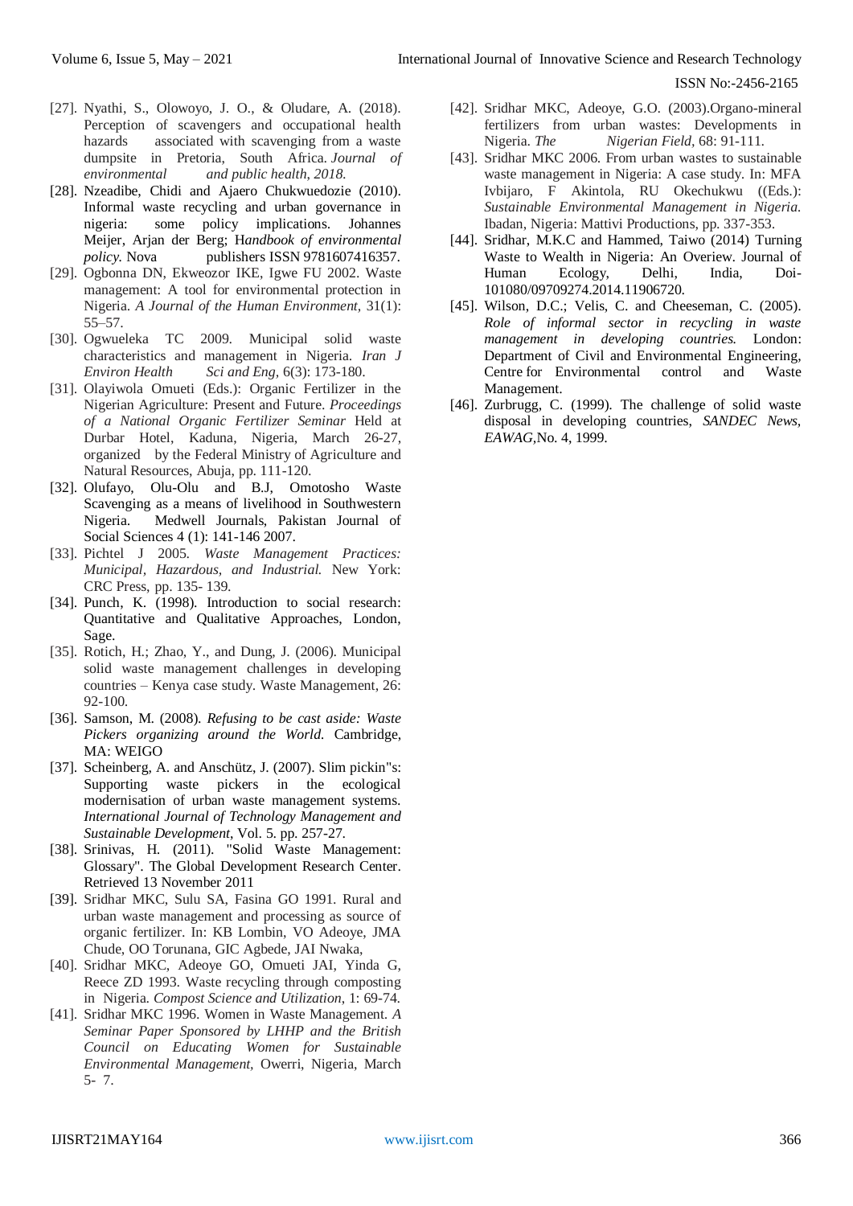[27]. Nyathi, S., Olowoyo, J. O., & Oludare, A. (2018). Perception of scavengers and occupational health hazards associated with scavenging from a waste dumpsite in Pretoria, South Africa. *Journal of environmental and public health, 2018.*

[28]. Nzeadibe, Chidi and Ajaero Chukwuedozie (2010). Informal waste recycling and urban governance in nigeria: some policy implications. Johannes Meijer, Arjan der Berg; H*andbook of environmental policy.* Nova publishers ISSN 9781607416357.

[29]. Ogbonna DN, Ekweozor IKE, Igwe FU 2002. Waste management: A tool for environmental protection in Nigeria. *A Journal of the Human Environment*, 31(1): 55–57.

[30]. Ogwueleka TC 2009. Municipal solid waste characteristics and management in Nigeria. *Iran J Environ Health Sci and Eng,* 6(3): 173-180.

[31]. Olayiwola Omueti (Eds.): Organic Fertilizer in the Nigerian Agriculture: Present and Future. *Proceedings of a National Organic Fertilizer Seminar* Held at Durbar Hotel, Kaduna, Nigeria, March 26-27, organized by the Federal Ministry of Agriculture and Natural Resources, Abuja, pp. 111-120.

[32]. Olufayo, Olu-Olu and B.J, Omotosho Waste Scavenging as a means of livelihood in Southwestern Nigeria. Medwell Journals, Pakistan Journal of Social Sciences 4 (1): 141-146 2007.

[33]. Pichtel J 2005. *Waste Management Practices: Municipal, Hazardous, and Industrial.* New York: CRC Press, pp. 135- 139.

[34]. Punch, K. (1998). Introduction to social research: Quantitative and Qualitative Approaches, London, Sage.

[35]. Rotich, H.; Zhao, Y., and Dung, J. (2006). Municipal solid waste management challenges in developing countries – Kenya case study. Waste Management, 26: 92-100.

[36]. Samson, M. (2008). *Refusing to be cast aside: Waste Pickers organizing around the World.* Cambridge, MA: WEIGO

[37]. Scheinberg, A. and Anschütz, J. (2007). Slim pickin"s: Supporting waste pickers in the ecological modernisation of urban waste management systems. *International Journal of Technology Management and Sustainable Development*, Vol. 5. pp. 257-27.

[38]. Srinivas, H. (2011). "Solid Waste Management: Glossary". The Global Development Research Center. Retrieved 13 November 2011

[39]. Sridhar MKC, Sulu SA, Fasina GO 1991. Rural and urban waste management and processing as source of organic fertilizer. In: KB Lombin, VO Adeoye, JMA Chude, OO Torunana, GIC Agbede, JAI Nwaka,

[40]. Sridhar MKC, Adeoye GO, Omueti JAI, Yinda G, Reece ZD 1993. Waste recycling through composting in Nigeria. *Compost Science and Utilization*, 1: 69-74.

[41]. Sridhar MKC 1996. Women in Waste Management. *A Seminar Paper Sponsored by LHHP and the British Council on Educating Women for Sustainable Environmental Management*, Owerri, Nigeria, March 5- 7.

[42]. Sridhar MKC, Adeoye, G.O. (2003).Organo-mineral fertilizers from urban wastes: Developments in Nigeria. *The Nigerian Field,* 68: 91-111.

[43]. Sridhar MKC 2006. From urban wastes to sustainable waste management in Nigeria: A case study. In: MFA Ivbijaro, F Akintola, RU Okechukwu ((Eds.): *Sustainable Environmental Management in Nigeria.* Ibadan, Nigeria: Mattivi Productions, pp. 337-353.

[44]. Sridhar, M.K.C and Hammed, Taiwo (2014) Turning Waste to Wealth in Nigeria: An Overiew. Journal of Human Ecology, Delhi, India, Doi-101080/09709274.2014.11906720.

[45]. Wilson, D.C.; Velis, C. and Cheeseman, C. (2005). *Role of informal sector in recycling in waste management in developing countries.* London: Department of Civil and Environmental Engineering, Centre for Environmental control and Waste Management.

[46]. Zurbrugg, C. (1999). The challenge of solid waste disposal in developing countries, *SANDEC News, EAWAG,*No. 4, 1999.